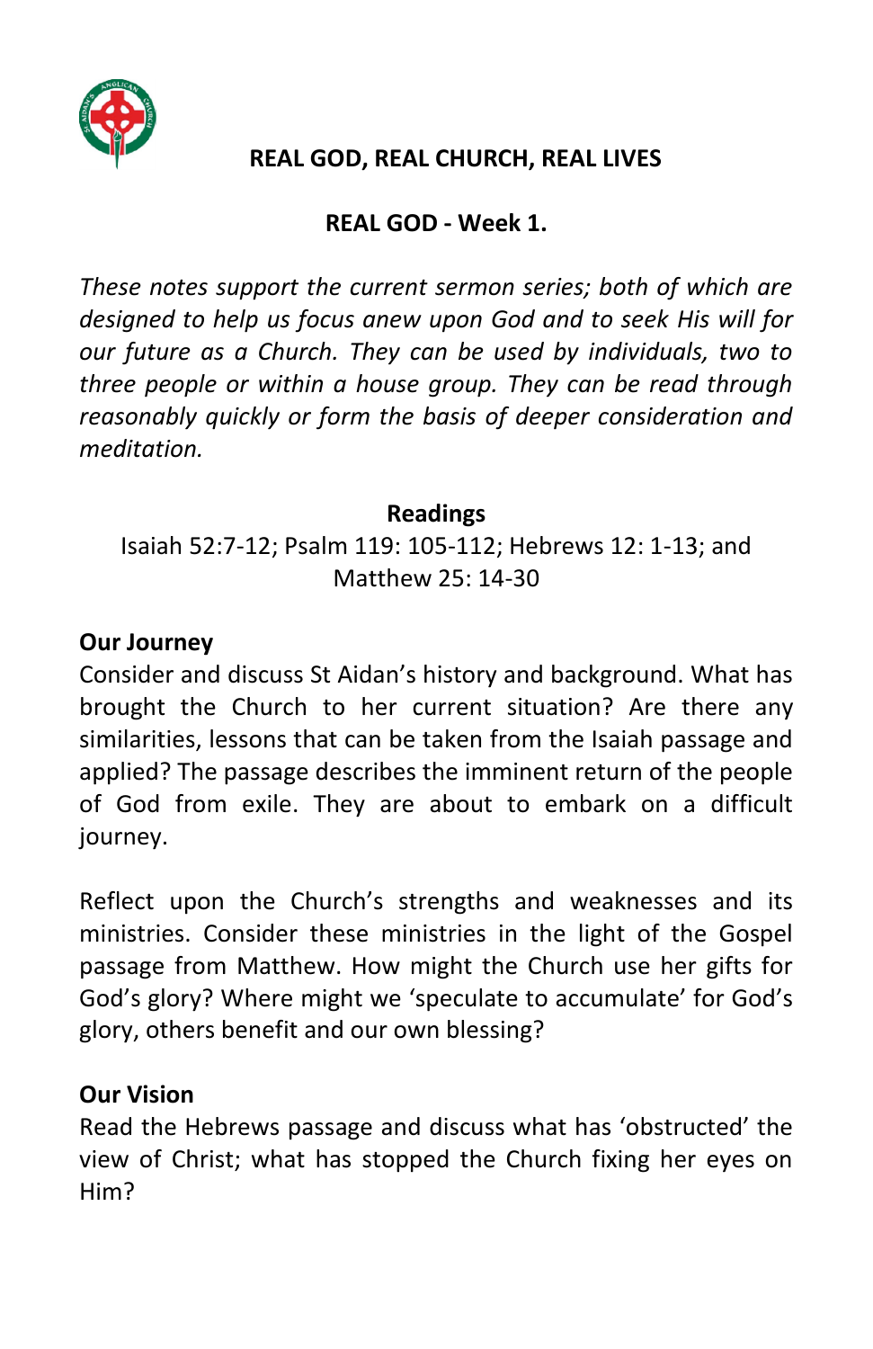# REAL GOD, REAL CHURCH, REAL LIVES

## REAL GOD - Week 1.

*These notes support the current sermon series; both of which are designed to help us focus anew upon God and to seek His will for our future as a Church. They can be used by individuals, two to three people or within a house group. They can be read through reasonably quickly or form the basis of deeper consideration and meditation.*

**Readings**

Isaiah 52:7-12; Psalm 119: 105-112; Hebrews 12: 1-13; and Matthew 25: 14-30

### Our Journey

Consider and discuss St Aidan's history and background. What has brought the Church to her current situation? Are there any similarities, lessons that can be taken from the Isaiah passage and applied? The passage describes the imminent return of the people of God from exile. They are about to embark on a difficult journey.

Reflect upon the Church's strengths and weaknesses and its ministries. Consider these ministries in the light of the Gospel passage from Matthew. How might the Church use her gifts for God's glory? Where might we 'speculate to accumulate' for God's glory, others benefit and our own blessing?

### Our Vision

Read the Hebrews passage and discuss what has 'obstructed' the view of Christ; what has stopped the Church fixing her eyes on Him?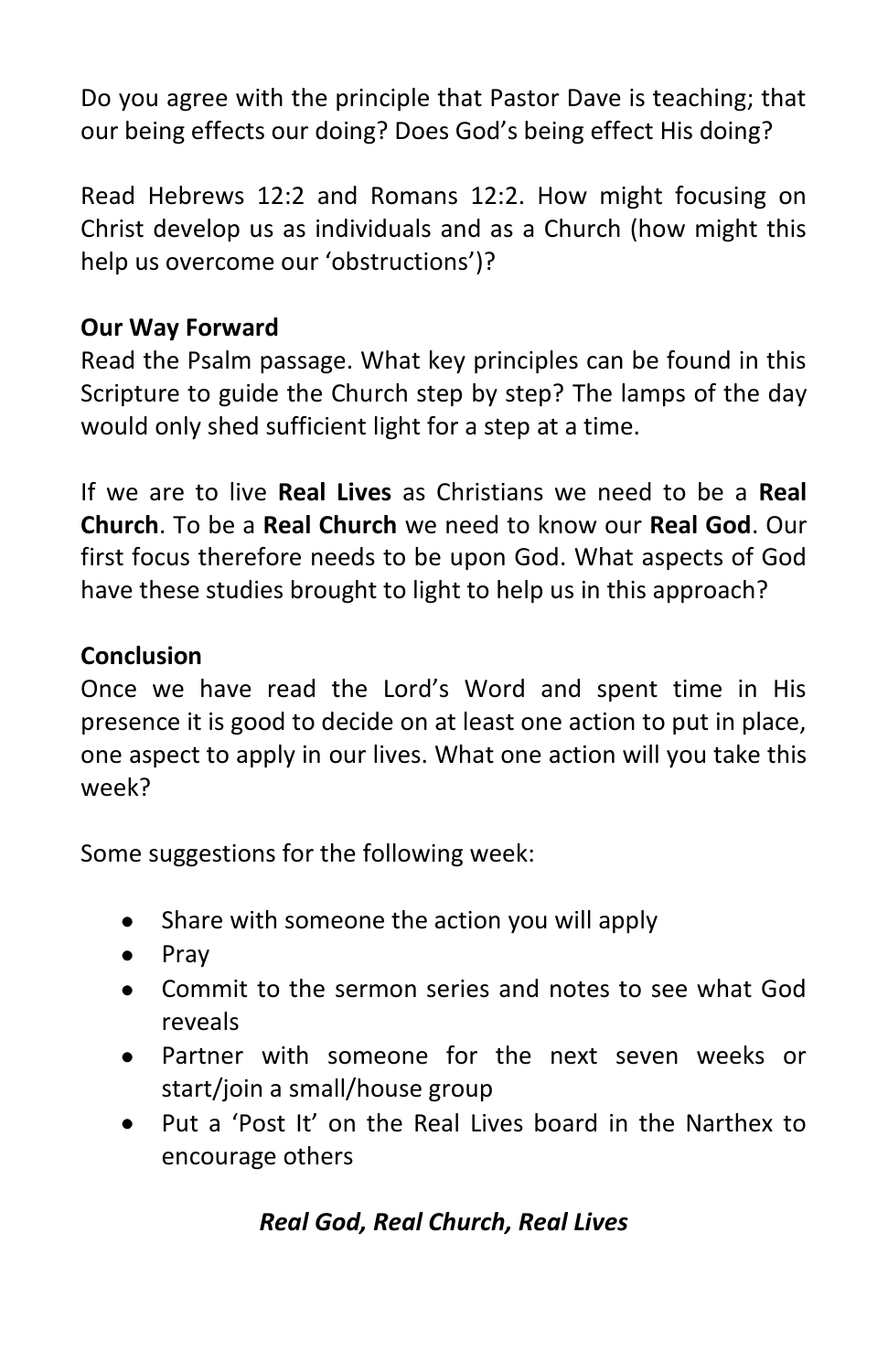Do you agree with the principle that Pastor Dave is teaching; that our being effects our doing? Does God's being effect His doing?

Read Hebrews 12:2 and Romans 12:2. How might focusing on Christ develop us as individuals and as a Church (how might this help us overcome our 'obstructions')?

**Our Way Forward**

Read the Psalm passage. What key principles can be found in this Scripture to guide the Church step by step? The lamps of the day would only shed sufficient light for a step at a time.

If we are to live **Real Lives** as Christians we need to be a **Real Church**. To be a **Real Church** we need to know our **Real God**. Our first focus therefore needs to be upon God. What aspects of God have these studies brought to light to help us in this approach?

**Conclusion**

Once we have read the Lord's Word and spent time in His presence it is good to decide on at least one action to put in place, one aspect to apply in our lives. What one action will you take this week?

Some suggestions for the following week:

- Share with someone the action you will apply
- Pray
- Commit to the sermon series and notes to see what God reveals
- Partner with someone for the next seven weeks or start/join a small/house group
- Put a 'Post It' on the Real Lives board in the Narthex to encourage others

***Real God, Real Church, Real Lives***